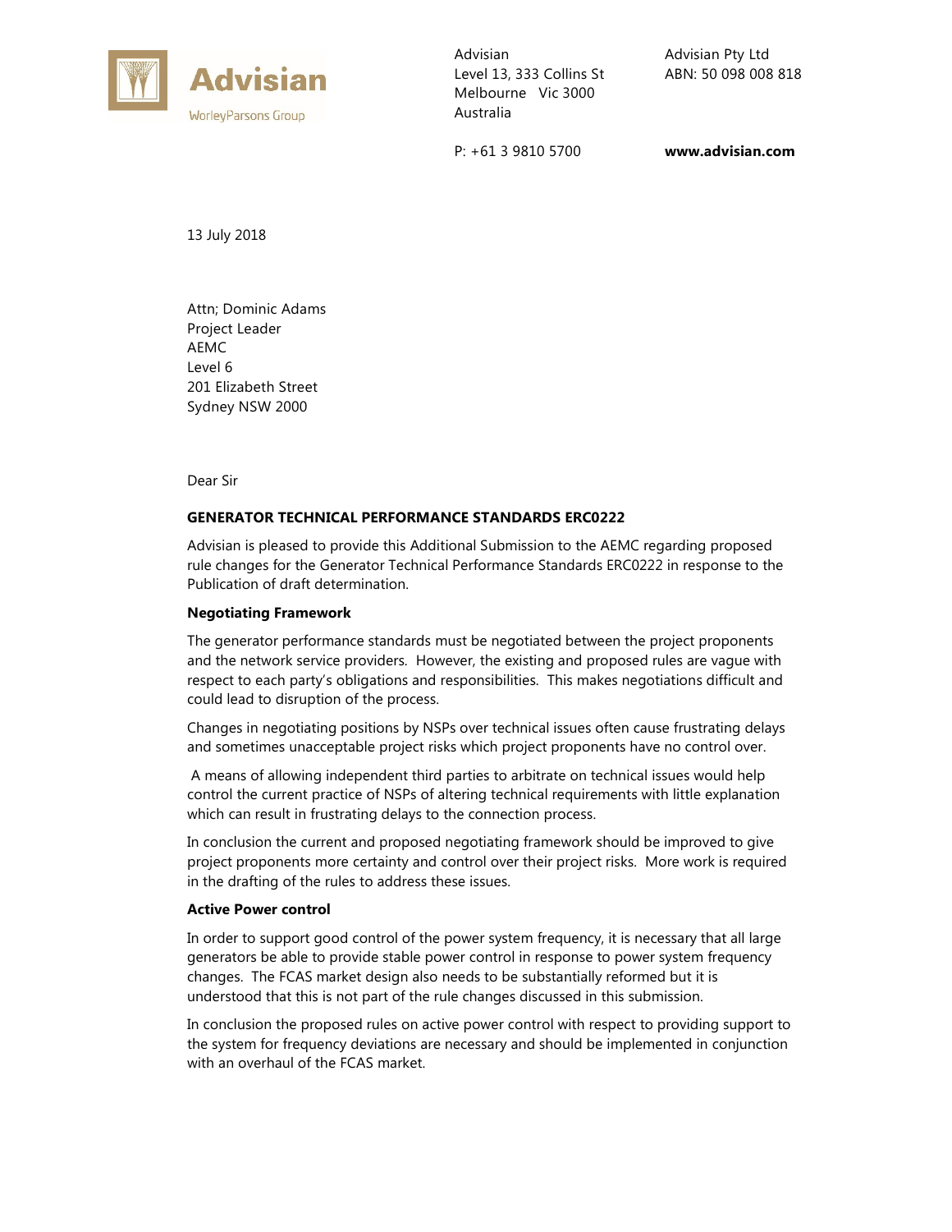Advisian
WorleyParsons Group

Advisian
Level 13, 333 Collins St
Melbourne Vic 3000
Australia

Advisian Pty Ltd
ABN: 50 098 008 818

P: +61 3 9810 5700

**www.advisian.com**

13 July 2018

Attn; Dominic Adams
Project Leader
AEMC
Level 6
201 Elizabeth Street
Sydney NSW 2000

Dear Sir

**GENERATOR TECHNICAL PERFORMANCE STANDARDS ERC0222**

Advisian is pleased to provide this Additional Submission to the AEMC regarding proposed rule changes for the Generator Technical Performance Standards ERC0222 in response to the Publication of draft determination.

**Negotiating Framework**

The generator performance standards must be negotiated between the project proponents and the network service providers. However, the existing and proposed rules are vague with respect to each party's obligations and responsibilities. This makes negotiations difficult and could lead to disruption of the process.

Changes in negotiating positions by NSPs over technical issues often cause frustrating delays and sometimes unacceptable project risks which project proponents have no control over.

A means of allowing independent third parties to arbitrate on technical issues would help control the current practice of NSPs of altering technical requirements with little explanation which can result in frustrating delays to the connection process.

In conclusion the current and proposed negotiating framework should be improved to give project proponents more certainty and control over their project risks. More work is required in the drafting of the rules to address these issues.

**Active Power control**

In order to support good control of the power system frequency, it is necessary that all large generators be able to provide stable power control in response to power system frequency changes. The FCAS market design also needs to be substantially reformed but it is understood that this is not part of the rule changes discussed in this submission.

In conclusion the proposed rules on active power control with respect to providing support to the system for frequency deviations are necessary and should be implemented in conjunction with an overhaul of the FCAS market.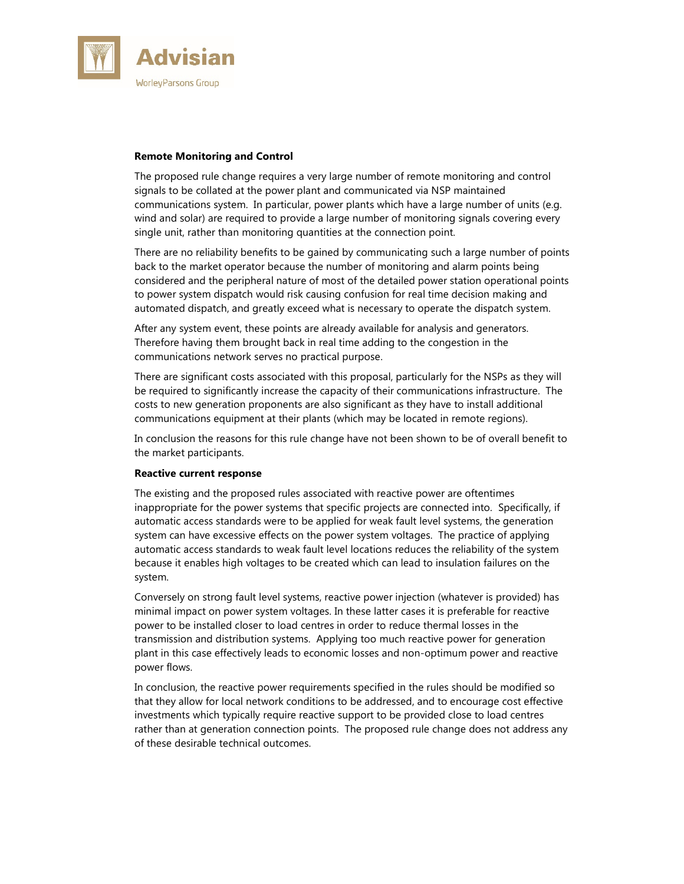**Remote Monitoring and Control**

The proposed rule change requires a very large number of remote monitoring and control signals to be collated at the power plant and communicated via NSP maintained communications system. In particular, power plants which have a large number of units (e.g. wind and solar) are required to provide a large number of monitoring signals covering every single unit, rather than monitoring quantities at the connection point.

There are no reliability benefits to be gained by communicating such a large number of points back to the market operator because the number of monitoring and alarm points being considered and the peripheral nature of most of the detailed power station operational points to power system dispatch would risk causing confusion for real time decision making and automated dispatch, and greatly exceed what is necessary to operate the dispatch system.

After any system event, these points are already available for analysis and generators. Therefore having them brought back in real time adding to the congestion in the communications network serves no practical purpose.

There are significant costs associated with this proposal, particularly for the NSPs as they will be required to significantly increase the capacity of their communications infrastructure. The costs to new generation proponents are also significant as they have to install additional communications equipment at their plants (which may be located in remote regions).

In conclusion the reasons for this rule change have not been shown to be of overall benefit to the market participants.

**Reactive current response**

The existing and the proposed rules associated with reactive power are oftentimes inappropriate for the power systems that specific projects are connected into. Specifically, if automatic access standards were to be applied for weak fault level systems, the generation system can have excessive effects on the power system voltages. The practice of applying automatic access standards to weak fault level locations reduces the reliability of the system because it enables high voltages to be created which can lead to insulation failures on the system.

Conversely on strong fault level systems, reactive power injection (whatever is provided) has minimal impact on power system voltages. In these latter cases it is preferable for reactive power to be installed closer to load centres in order to reduce thermal losses in the transmission and distribution systems. Applying too much reactive power for generation plant in this case effectively leads to economic losses and non-optimum power and reactive power flows.

In conclusion, the reactive power requirements specified in the rules should be modified so that they allow for local network conditions to be addressed, and to encourage cost effective investments which typically require reactive support to be provided close to load centres rather than at generation connection points. The proposed rule change does not address any of these desirable technical outcomes.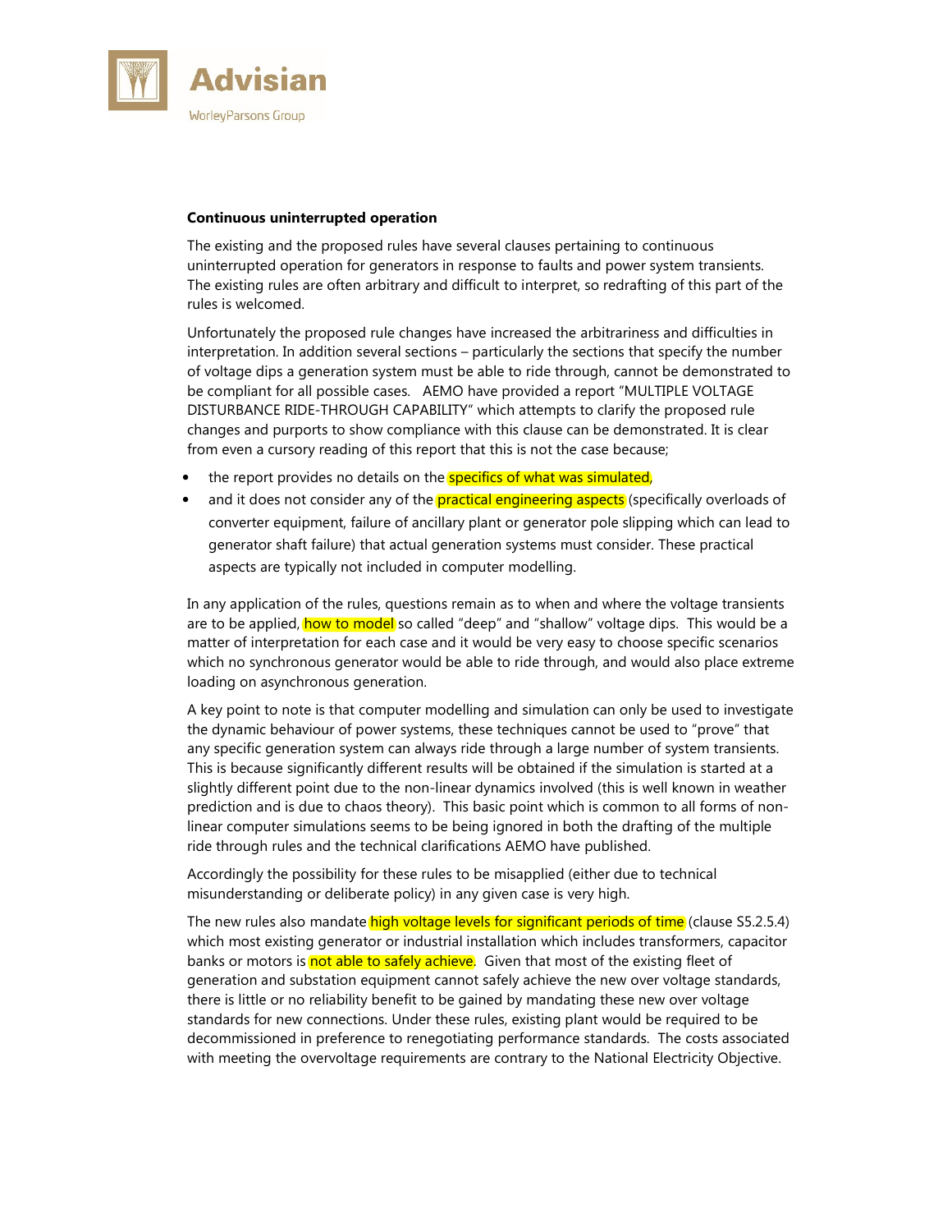**Continuous uninterrupted operation**

The existing and the proposed rules have several clauses pertaining to continuous uninterrupted operation for generators in response to faults and power system transients. The existing rules are often arbitrary and difficult to interpret, so redrafting of this part of the rules is welcomed.

Unfortunately the proposed rule changes have increased the arbitrariness and difficulties in interpretation. In addition several sections – particularly the sections that specify the number of voltage dips a generation system must be able to ride through, cannot be demonstrated to be compliant for all possible cases. AEMO have provided a report "MULTIPLE VOLTAGE DISTURBANCE RIDE-THROUGH CAPABILITY" which attempts to clarify the proposed rule changes and purports to show compliance with this clause can be demonstrated. It is clear from even a cursory reading of this report that this is not the case because;

- the report provides no details on the specifics of what was simulated,
- and it does not consider any of the practical engineering aspects (specifically overloads of converter equipment, failure of ancillary plant or generator pole slipping which can lead to generator shaft failure) that actual generation systems must consider. These practical aspects are typically not included in computer modelling.

In any application of the rules, questions remain as to when and where the voltage transients are to be applied, how to model so called "deep" and "shallow" voltage dips. This would be a matter of interpretation for each case and it would be very easy to choose specific scenarios which no synchronous generator would be able to ride through, and would also place extreme loading on asynchronous generation.

A key point to note is that computer modelling and simulation can only be used to investigate the dynamic behaviour of power systems, these techniques cannot be used to "prove" that any specific generation system can always ride through a large number of system transients. This is because significantly different results will be obtained if the simulation is started at a slightly different point due to the non-linear dynamics involved (this is well known in weather prediction and is due to chaos theory). This basic point which is common to all forms of non-linear computer simulations seems to be being ignored in both the drafting of the multiple ride through rules and the technical clarifications AEMO have published.

Accordingly the possibility for these rules to be misapplied (either due to technical misunderstanding or deliberate policy) in any given case is very high.

The new rules also mandate high voltage levels for significant periods of time (clause S5.2.5.4) which most existing generator or industrial installation which includes transformers, capacitor banks or motors is not able to safely achieve. Given that most of the existing fleet of generation and substation equipment cannot safely achieve the new over voltage standards, there is little or no reliability benefit to be gained by mandating these new over voltage standards for new connections. Under these rules, existing plant would be required to be decommissioned in preference to renegotiating performance standards. The costs associated with meeting the overvoltage requirements are contrary to the National Electricity Objective.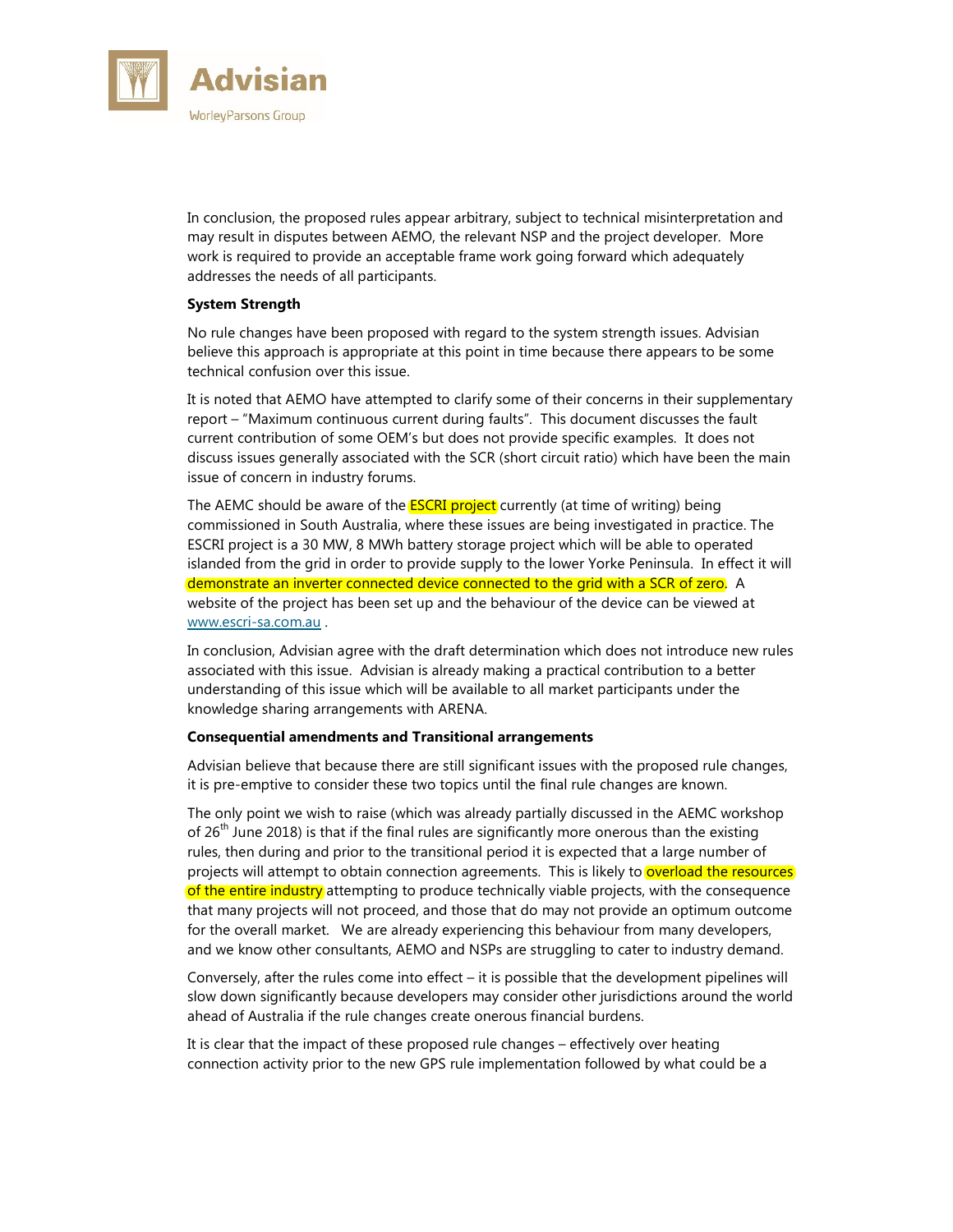In conclusion, the proposed rules appear arbitrary, subject to technical misinterpretation and may result in disputes between AEMO, the relevant NSP and the project developer. More work is required to provide an acceptable frame work going forward which adequately addresses the needs of all participants.

**System Strength**

No rule changes have been proposed with regard to the system strength issues. Advisian believe this approach is appropriate at this point in time because there appears to be some technical confusion over this issue.

It is noted that AEMO have attempted to clarify some of their concerns in their supplementary report – "Maximum continuous current during faults". This document discusses the fault current contribution of some OEM's but does not provide specific examples. It does not discuss issues generally associated with the SCR (short circuit ratio) which have been the main issue of concern in industry forums.

The AEMC should be aware of the ESCRI project currently (at time of writing) being commissioned in South Australia, where these issues are being investigated in practice. The ESCRI project is a 30 MW, 8 MWh battery storage project which will be able to operated islanded from the grid in order to provide supply to the lower Yorke Peninsula. In effect it will demonstrate an inverter connected device connected to the grid with a SCR of zero. A website of the project has been set up and the behaviour of the device can be viewed at www.escri-sa.com.au .

In conclusion, Advisian agree with the draft determination which does not introduce new rules associated with this issue. Advisian is already making a practical contribution to a better understanding of this issue which will be available to all market participants under the knowledge sharing arrangements with ARENA.

**Consequential amendments and Transitional arrangements**

Advisian believe that because there are still significant issues with the proposed rule changes, it is pre-emptive to consider these two topics until the final rule changes are known.

The only point we wish to raise (which was already partially discussed in the AEMC workshop of 26th June 2018) is that if the final rules are significantly more onerous than the existing rules, then during and prior to the transitional period it is expected that a large number of projects will attempt to obtain connection agreements. This is likely to overload the resources of the entire industry attempting to produce technically viable projects, with the consequence that many projects will not proceed, and those that do may not provide an optimum outcome for the overall market. We are already experiencing this behaviour from many developers, and we know other consultants, AEMO and NSPs are struggling to cater to industry demand.

Conversely, after the rules come into effect – it is possible that the development pipelines will slow down significantly because developers may consider other jurisdictions around the world ahead of Australia if the rule changes create onerous financial burdens.

It is clear that the impact of these proposed rule changes – effectively over heating connection activity prior to the new GPS rule implementation followed by what could be a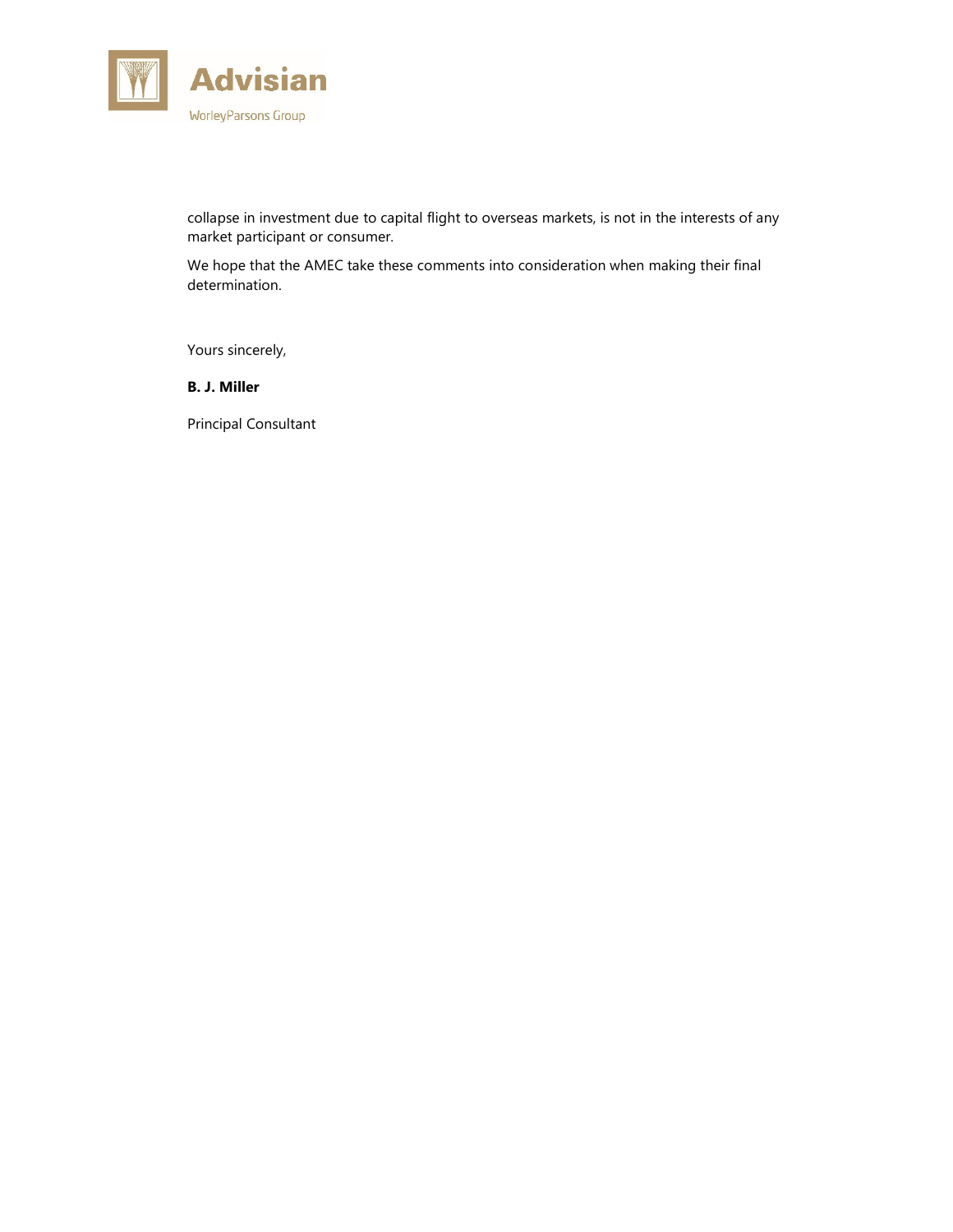collapse in investment due to capital flight to overseas markets, is not in the interests of any market participant or consumer.

We hope that the AMEC take these comments into consideration when making their final determination.

Yours sincerely,

**B. J. Miller**

Principal Consultant